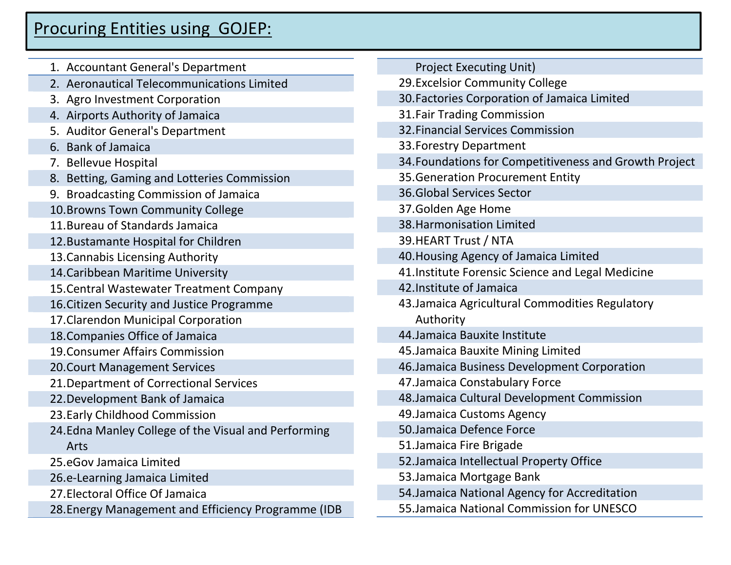# Procuring Entities using GOJEP:

1. Accountant General's Department
2. Aeronautical Telecommunications Limited
3. Agro Investment Corporation
4. Airports Authority of Jamaica
5. Auditor General's Department
6. Bank of Jamaica
7. Bellevue Hospital
8. Betting, Gaming and Lotteries Commission
9. Broadcasting Commission of Jamaica
10. Browns Town Community College
11. Bureau of Standards Jamaica
12. Bustamante Hospital for Children
13. Cannabis Licensing Authority
14. Caribbean Maritime University
15. Central Wastewater Treatment Company
16. Citizen Security and Justice Programme
17. Clarendon Municipal Corporation
18. Companies Office of Jamaica
19. Consumer Affairs Commission
20. Court Management Services
21. Department of Correctional Services
22. Development Bank of Jamaica
23. Early Childhood Commission
24. Edna Manley College of the Visual and Performing Arts
25. eGov Jamaica Limited
26. e-Learning Jamaica Limited
27. Electoral Office Of Jamaica
28. Energy Management and Efficiency Programme (IDB Project Executing Unit)
29. Excelsior Community College
30. Factories Corporation of Jamaica Limited
31. Fair Trading Commission
32. Financial Services Commission
33. Forestry Department
34. Foundations for Competitiveness and Growth Project
35. Generation Procurement Entity
36. Global Services Sector
37. Golden Age Home
38. Harmonisation Limited
39. HEART Trust / NTA
40. Housing Agency of Jamaica Limited
41. Institute Forensic Science and Legal Medicine
42. Institute of Jamaica
43. Jamaica Agricultural Commodities Regulatory Authority
44. Jamaica Bauxite Institute
45. Jamaica Bauxite Mining Limited
46. Jamaica Business Development Corporation
47. Jamaica Constabulary Force
48. Jamaica Cultural Development Commission
49. Jamaica Customs Agency
50. Jamaica Defence Force
51. Jamaica Fire Brigade
52. Jamaica Intellectual Property Office
53. Jamaica Mortgage Bank
54. Jamaica National Agency for Accreditation
55. Jamaica National Commission for UNESCO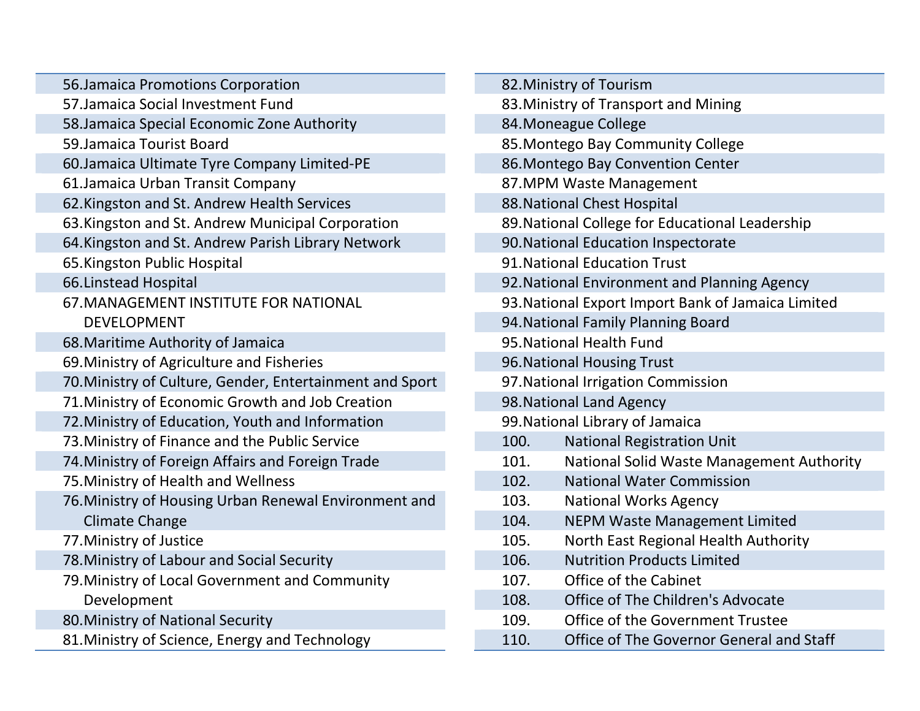56. Jamaica Promotions Corporation
57. Jamaica Social Investment Fund
58. Jamaica Special Economic Zone Authority
59. Jamaica Tourist Board
60. Jamaica Ultimate Tyre Company Limited-PE
61. Jamaica Urban Transit Company
62. Kingston and St. Andrew Health Services
63. Kingston and St. Andrew Municipal Corporation
64. Kingston and St. Andrew Parish Library Network
65. Kingston Public Hospital
66. Linstead Hospital
67. MANAGEMENT INSTITUTE FOR NATIONAL DEVELOPMENT
68. Maritime Authority of Jamaica
69. Ministry of Agriculture and Fisheries
70. Ministry of Culture, Gender, Entertainment and Sport
71. Ministry of Economic Growth and Job Creation
72. Ministry of Education, Youth and Information
73. Ministry of Finance and the Public Service
74. Ministry of Foreign Affairs and Foreign Trade
75. Ministry of Health and Wellness
76. Ministry of Housing Urban Renewal Environment and Climate Change
77. Ministry of Justice
78. Ministry of Labour and Social Security
79. Ministry of Local Government and Community Development
80. Ministry of National Security
81. Ministry of Science, Energy and Technology
82. Ministry of Tourism
83. Ministry of Transport and Mining
84. Moneague College
85. Montego Bay Community College
86. Montego Bay Convention Center
87. MPM Waste Management
88. National Chest Hospital
89. National College for Educational Leadership
90. National Education Inspectorate
91. National Education Trust
92. National Environment and Planning Agency
93. National Export Import Bank of Jamaica Limited
94. National Family Planning Board
95. National Health Fund
96. National Housing Trust
97. National Irrigation Commission
98. National Land Agency
99. National Library of Jamaica
100. National Registration Unit
101. National Solid Waste Management Authority
102. National Water Commission
103. National Works Agency
104. NEPM Waste Management Limited
105. North East Regional Health Authority
106. Nutrition Products Limited
107. Office of the Cabinet
108. Office of The Children's Advocate
109. Office of the Government Trustee
110. Office of The Governor General and Staff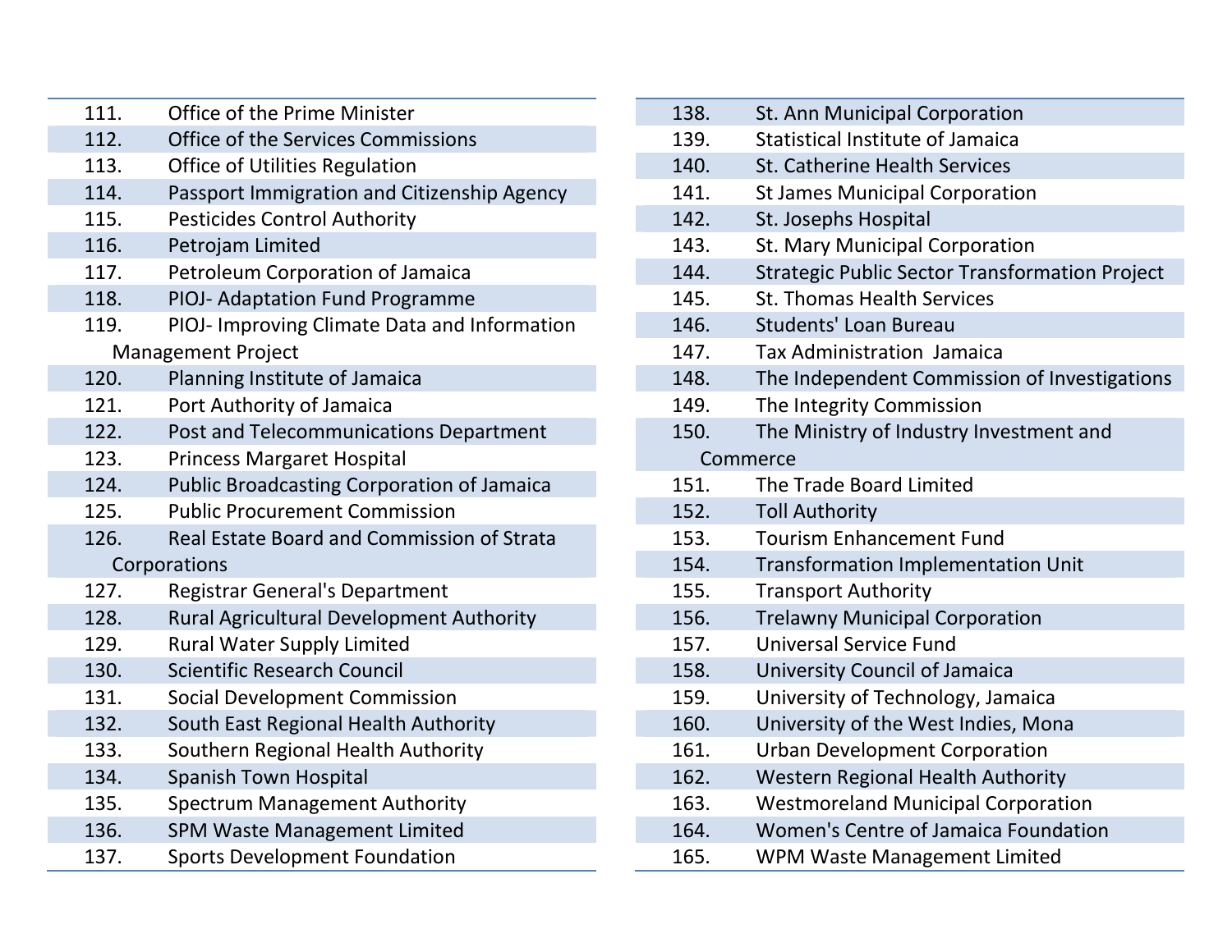| | |
|---|---|
| 111. | Office of the Prime Minister |
| 112. | Office of the Services Commissions |
| 113. | Office of Utilities Regulation |
| 114. | Passport Immigration and Citizenship Agency |
| 115. | Pesticides Control Authority |
| 116. | Petrojam Limited |
| 117. | Petroleum Corporation of Jamaica |
| 118. | PIOJ- Adaptation Fund Programme |
| 119. | PIOJ- Improving Climate Data and Information Management Project |
| 120. | Planning Institute of Jamaica |
| 121. | Port Authority of Jamaica |
| 122. | Post and Telecommunications Department |
| 123. | Princess Margaret Hospital |
| 124. | Public Broadcasting Corporation of Jamaica |
| 125. | Public Procurement Commission |
| 126. | Real Estate Board and Commission of Strata Corporations |
| 127. | Registrar General's Department |
| 128. | Rural Agricultural Development Authority |
| 129. | Rural Water Supply Limited |
| 130. | Scientific Research Council |
| 131. | Social Development Commission |
| 132. | South East Regional Health Authority |
| 133. | Southern Regional Health Authority |
| 134. | Spanish Town Hospital |
| 135. | Spectrum Management Authority |
| 136. | SPM Waste Management Limited |
| 137. | Sports Development Foundation |
| 138. | St. Ann Municipal Corporation |
| 139. | Statistical Institute of Jamaica |
| 140. | St. Catherine Health Services |
| 141. | St James Municipal Corporation |
| 142. | St. Josephs Hospital |
| 143. | St. Mary Municipal Corporation |
| 144. | Strategic Public Sector Transformation Project |
| 145. | St. Thomas Health Services |
| 146. | Students' Loan Bureau |
| 147. | Tax Administration Jamaica |
| 148. | The Independent Commission of Investigations |
| 149. | The Integrity Commission |
| 150. | The Ministry of Industry Investment and Commerce |
| 151. | The Trade Board Limited |
| 152. | Toll Authority |
| 153. | Tourism Enhancement Fund |
| 154. | Transformation Implementation Unit |
| 155. | Transport Authority |
| 156. | Trelawny Municipal Corporation |
| 157. | Universal Service Fund |
| 158. | University Council of Jamaica |
| 159. | University of Technology, Jamaica |
| 160. | University of the West Indies, Mona |
| 161. | Urban Development Corporation |
| 162. | Western Regional Health Authority |
| 163. | Westmoreland Municipal Corporation |
| 164. | Women's Centre of Jamaica Foundation |
| 165. | WPM Waste Management Limited |